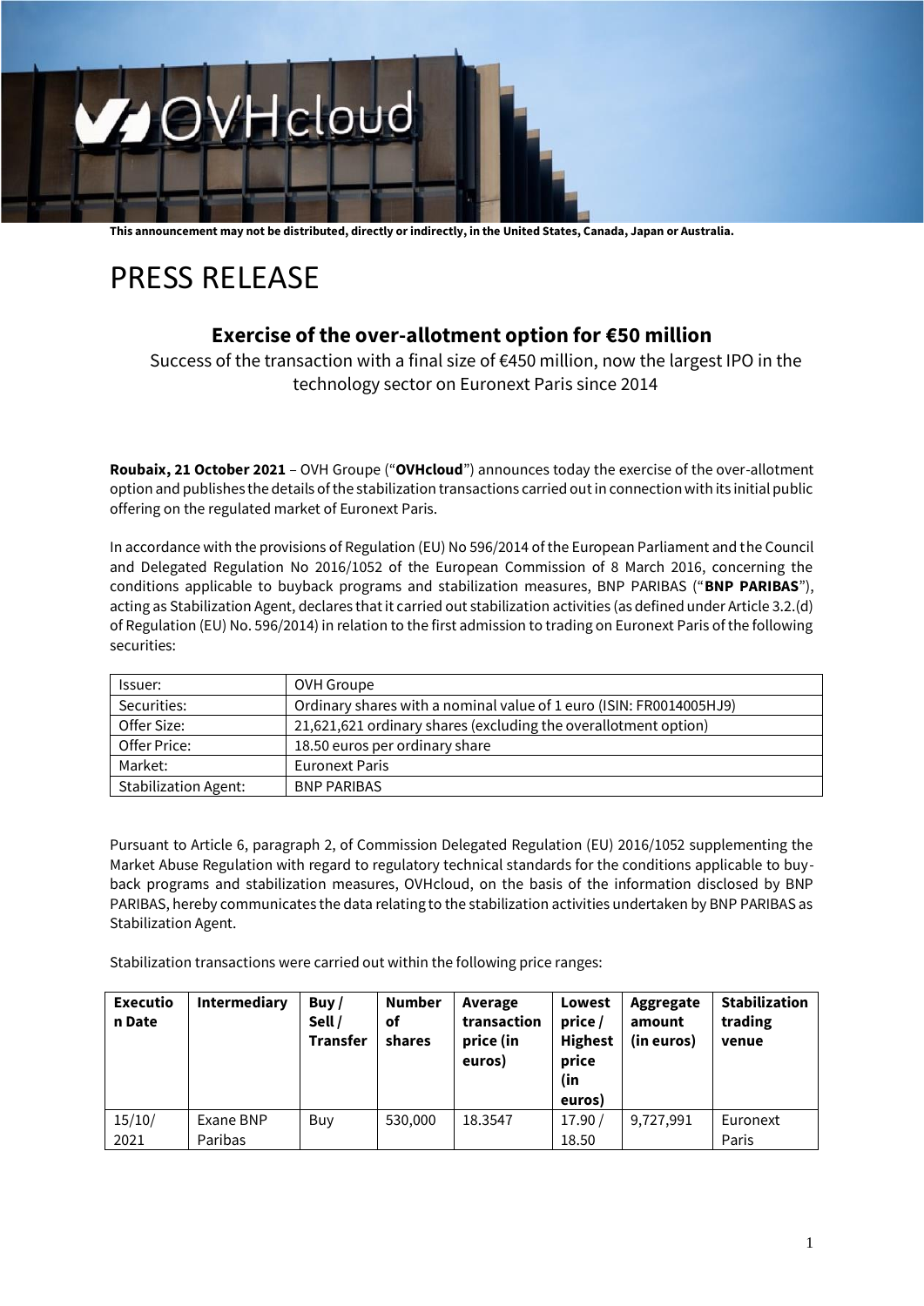**This announcement may not be distributed, directly or indirectly, in the United States, Canada, Japan or Australia.**

# PRESS RELEASE

## Exercise of the over-allotment option for €50 million

Success of the transaction with a final size of €450 million, now the largest IPO in the technology sector on Euronext Paris since 2014

**Roubaix, 21 October 2021** – OVH Groupe ("**OVHcloud**") announces today the exercise of the over-allotment option and publishes the details of the stabilization transactions carried out in connection with its initial public offering on the regulated market of Euronext Paris.

In accordance with the provisions of Regulation (EU) No 596/2014 of the European Parliament and the Council and Delegated Regulation No 2016/1052 of the European Commission of 8 March 2016, concerning the conditions applicable to buyback programs and stabilization measures, BNP PARIBAS ("**BNP PARIBAS**"), acting as Stabilization Agent, declares that it carried out stabilization activities (as defined under Article 3.2.(d) of Regulation (EU) No. 596/2014) in relation to the first admission to trading on Euronext Paris of the following securities:

| | |
|---|---|
| Issuer: | OVH Groupe |
| Securities: | Ordinary shares with a nominal value of 1 euro (ISIN: FR0014005HJ9) |
| Offer Size: | 21,621,621 ordinary shares (excluding the overallotment option) |
| Offer Price: | 18.50 euros per ordinary share |
| Market: | Euronext Paris |
| Stabilization Agent: | BNP PARIBAS |

Pursuant to Article 6, paragraph 2, of Commission Delegated Regulation (EU) 2016/1052 supplementing the Market Abuse Regulation with regard to regulatory technical standards for the conditions applicable to buy-back programs and stabilization measures, OVHcloud, on the basis of the information disclosed by BNP PARIBAS, hereby communicates the data relating to the stabilization activities undertaken by BNP PARIBAS as Stabilization Agent.

Stabilization transactions were carried out within the following price ranges:

| Execution Date | Intermediary | Buy / Sell / Transfer | Number of shares | Average transaction price (in euros) | Lowest price / Highest price (in euros) | Aggregate amount (in euros) | Stabilization trading venue |
|---|---|---|---|---|---|---|---|
| 15/10/2021 | Exane BNP Paribas | Buy | 530,000 | 18.3547 | 17.90 / 18.50 | 9,727,991 | Euronext Paris |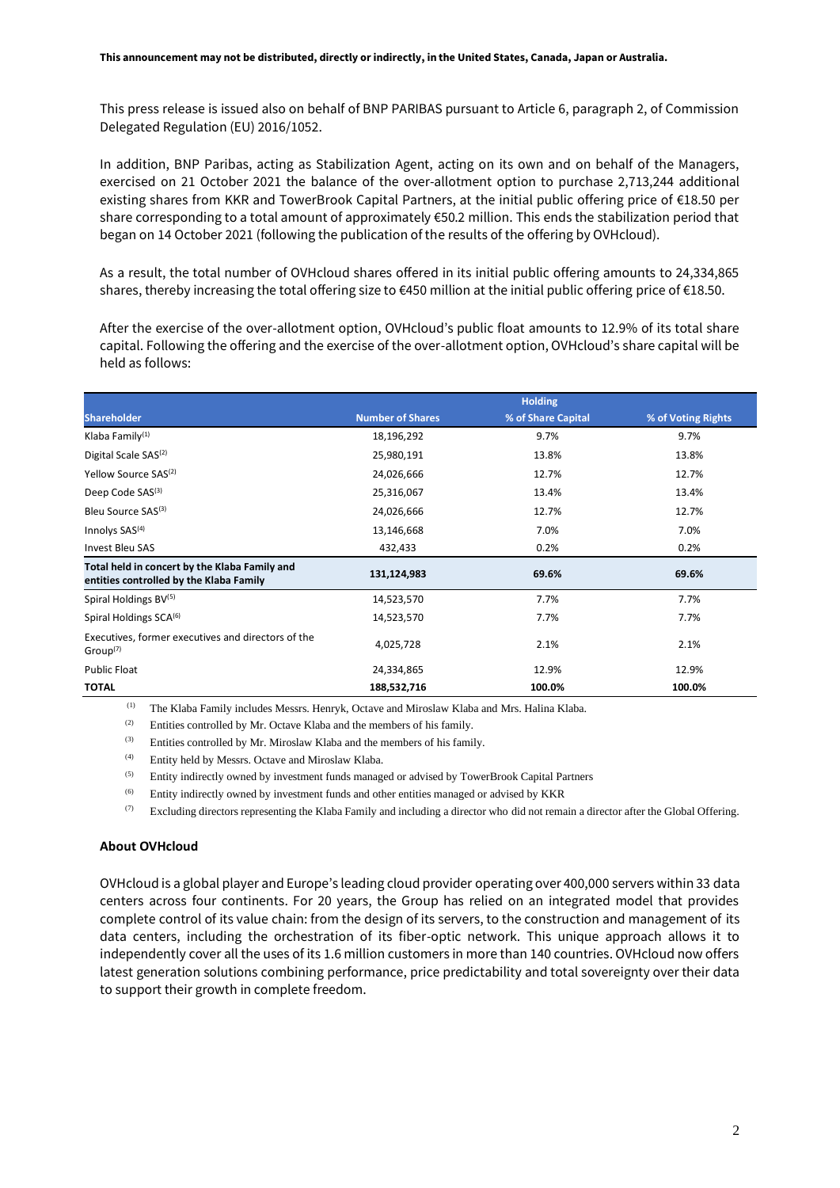**This announcement may not be distributed, directly or indirectly, in the United States, Canada, Japan or Australia.**

This press release is issued also on behalf of BNP PARIBAS pursuant to Article 6, paragraph 2, of Commission Delegated Regulation (EU) 2016/1052.

In addition, BNP Paribas, acting as Stabilization Agent, acting on its own and on behalf of the Managers, exercised on 21 October 2021 the balance of the over-allotment option to purchase 2,713,244 additional existing shares from KKR and TowerBrook Capital Partners, at the initial public offering price of €18.50 per share corresponding to a total amount of approximately €50.2 million. This ends the stabilization period that began on 14 October 2021 (following the publication of the results of the offering by OVHcloud).

As a result, the total number of OVHcloud shares offered in its initial public offering amounts to 24,334,865 shares, thereby increasing the total offering size to €450 million at the initial public offering price of €18.50.

After the exercise of the over-allotment option, OVHcloud's public float amounts to 12.9% of its total share capital. Following the offering and the exercise of the over-allotment option, OVHcloud's share capital will be held as follows:

| | Holding | | |
|---|---|---|---|
| **Shareholder** | **Number of Shares** | **% of Share Capital** | **% of Voting Rights** |
| Klaba Family[1] | 18,196,292 | 9.7% | 9.7% |
| Digital Scale SAS[2] | 25,980,191 | 13.8% | 13.8% |
| Yellow Source SAS[2] | 24,026,666 | 12.7% | 12.7% |
| Deep Code SAS[3] | 25,316,067 | 13.4% | 13.4% |
| Bleu Source SAS[3] | 24,026,666 | 12.7% | 12.7% |
| Innolys SAS[4] | 13,146,668 | 7.0% | 7.0% |
| Invest Bleu SAS | 432,433 | 0.2% | 0.2% |
| **Total held in concert by the Klaba Family and entities controlled by the Klaba Family** | **131,124,983** | **69.6%** | **69.6%** |
| Spiral Holdings BV[5] | 14,523,570 | 7.7% | 7.7% |
| Spiral Holdings SCA[6] | 14,523,570 | 7.7% | 7.7% |
| Executives, former executives and directors of the Group[7] | 4,025,728 | 2.1% | 2.1% |
| Public Float | 24,334,865 | 12.9% | 12.9% |
| **TOTAL** | **188,532,716** | **100.0%** | **100.0%** |

(1) The Klaba Family includes Messrs. Henryk, Octave and Miroslaw Klaba and Mrs. Halina Klaba.

(2) Entities controlled by Mr. Octave Klaba and the members of his family.

(3) Entities controlled by Mr. Miroslaw Klaba and the members of his family.

(4) Entity held by Messrs. Octave and Miroslaw Klaba.

(5) Entity indirectly owned by investment funds managed or advised by TowerBrook Capital Partners

(6) Entity indirectly owned by investment funds and other entities managed or advised by KKR

(7) Excluding directors representing the Klaba Family and including a director who did not remain a director after the Global Offering.

**About OVHcloud**

OVHcloud is a global player and Europe's leading cloud provider operating over 400,000 servers within 33 data centers across four continents. For 20 years, the Group has relied on an integrated model that provides complete control of its value chain: from the design of its servers, to the construction and management of its data centers, including the orchestration of its fiber-optic network. This unique approach allows it to independently cover all the uses of its 1.6 million customers in more than 140 countries. OVHcloud now offers latest generation solutions combining performance, price predictability and total sovereignty over their data to support their growth in complete freedom.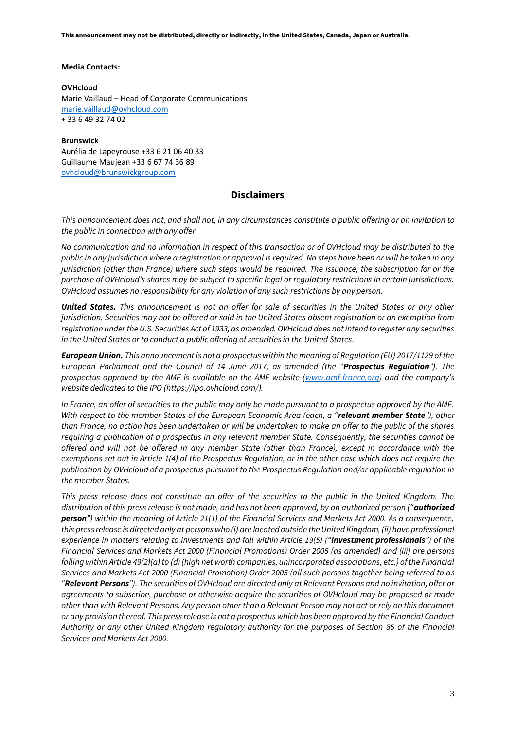**This announcement may not be distributed, directly or indirectly, in the United States, Canada, Japan or Australia.**

**Media Contacts:**

**OVHcloud**
Marie Vaillaud – Head of Corporate Communications
marie.vaillaud@ovhcloud.com
+ 33 6 49 32 74 02

**Brunswick**
Aurélia de Lapeyrouse +33 6 21 06 40 33
Guillaume Maujean +33 6 67 74 36 89
ovhcloud@brunswickgroup.com

## Disclaimers

*This announcement does not, and shall not, in any circumstances constitute a public offering or an invitation to the public in connection with any offer.*

*No communication and no information in respect of this transaction or of OVHcloud may be distributed to the public in any jurisdiction where a registration or approval is required. No steps have been or will be taken in any jurisdiction (other than France) where such steps would be required. The issuance, the subscription for or the purchase of OVHcloud's shares may be subject to specific legal or regulatory restrictions in certain jurisdictions. OVHcloud assumes no responsibility for any violation of any such restrictions by any person.*

***United States.*** *This announcement is not an offer for sale of securities in the United States or any other jurisdiction. Securities may not be offered or sold in the United States absent registration or an exemption from registration under the U.S. Securities Act of 1933, as amended. OVHcloud does not intend to register any securities in the United States or to conduct a public offering of securities in the United States.*

***European Union.*** *This announcement is not a prospectus within the meaning of Regulation (EU) 2017/1129 of the European Parliament and the Council of 14 June 2017, as amended (the "**Prospectus Regulation**"). The prospectus approved by the AMF is available on the AMF website (www.amf-france.org) and the company's website dedicated to the IPO (https://ipo.ovhcloud.com/).*

*In France, an offer of securities to the public may only be made pursuant to a prospectus approved by the AMF. With respect to the member States of the European Economic Area (each, a "**relevant member State**"), other than France, no action has been undertaken or will be undertaken to make an offer to the public of the shares requiring a publication of a prospectus in any relevant member State. Consequently, the securities cannot be offered and will not be offered in any member State (other than France), except in accordance with the exemptions set out in Article 1(4) of the Prospectus Regulation, or in the other case which does not require the publication by OVHcloud of a prospectus pursuant to the Prospectus Regulation and/or applicable regulation in the member States.*

*This press release does not constitute an offer of the securities to the public in the United Kingdom. The distribution of this press release is not made, and has not been approved, by an authorized person ("**authorized person**") within the meaning of Article 21(1) of the Financial Services and Markets Act 2000. As a consequence, this press release is directed only at persons who (i) are located outside the United Kingdom, (ii) have professional experience in matters relating to investments and fall within Article 19(5) ("**investment professionals**") of the Financial Services and Markets Act 2000 (Financial Promotions) Order 2005 (as amended) and (iii) are persons falling within Article 49(2)(a) to (d) (high net worth companies, unincorporated associations, etc.) of the Financial Services and Markets Act 2000 (Financial Promotion) Order 2005 (all such persons together being referred to as "**Relevant Persons**"). The securities of OVHcloud are directed only at Relevant Persons and no invitation, offer or agreements to subscribe, purchase or otherwise acquire the securities of OVHcloud may be proposed or made other than with Relevant Persons. Any person other than a Relevant Person may not act or rely on this document or any provision thereof. This press release is not a prospectus which has been approved by the Financial Conduct Authority or any other United Kingdom regulatory authority for the purposes of Section 85 of the Financial Services and Markets Act 2000.*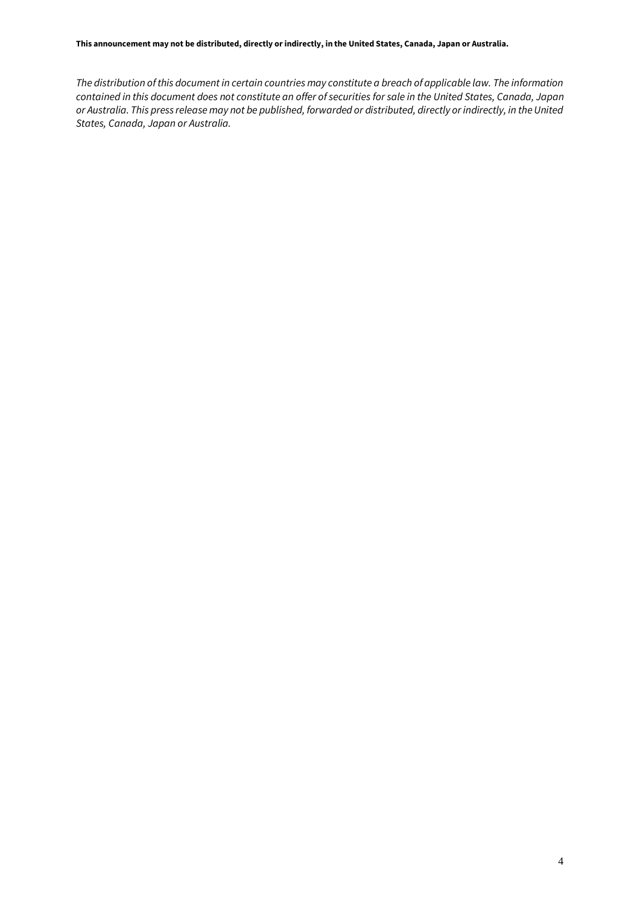*The distribution of this document in certain countries may constitute a breach of applicable law. The information contained in this document does not constitute an offer of securities for sale in the United States, Canada, Japan or Australia. This press release may not be published, forwarded or distributed, directly or indirectly, in the United States, Canada, Japan or Australia.*